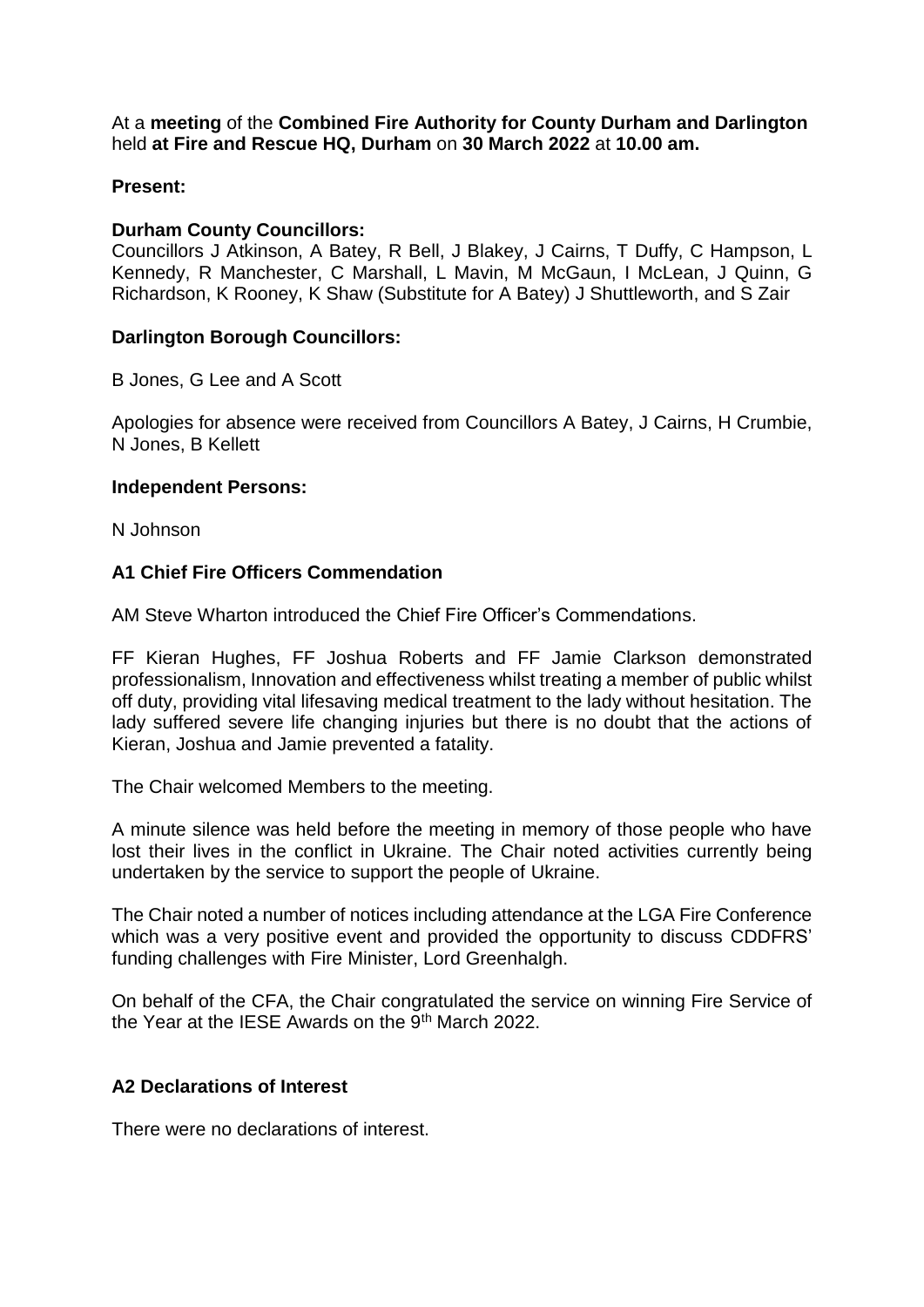At a **meeting** of the **Combined Fire Authority for County Durham and Darlington** held **at Fire and Rescue HQ, Durham** on **30 March 2022** at **10.00 am.**

**Present:**

**Durham County Councillors:**

Councillors J Atkinson, A Batey, R Bell, J Blakey, J Cairns, T Duffy, C Hampson, L Kennedy, R Manchester, C Marshall, L Mavin, M McGaun, I McLean, J Quinn, G Richardson, K Rooney, K Shaw (Substitute for A Batey) J Shuttleworth, and S Zair

**Darlington Borough Councillors:**

B Jones, G Lee and A Scott

Apologies for absence were received from Councillors A Batey, J Cairns, H Crumbie, N Jones, B Kellett

**Independent Persons:**

N Johnson

**A1 Chief Fire Officers Commendation**

AM Steve Wharton introduced the Chief Fire Officer's Commendations.

FF Kieran Hughes, FF Joshua Roberts and FF Jamie Clarkson demonstrated professionalism, Innovation and effectiveness whilst treating a member of public whilst off duty, providing vital lifesaving medical treatment to the lady without hesitation. The lady suffered severe life changing injuries but there is no doubt that the actions of Kieran, Joshua and Jamie prevented a fatality.

The Chair welcomed Members to the meeting.

A minute silence was held before the meeting in memory of those people who have lost their lives in the conflict in Ukraine. The Chair noted activities currently being undertaken by the service to support the people of Ukraine.

The Chair noted a number of notices including attendance at the LGA Fire Conference which was a very positive event and provided the opportunity to discuss CDDFRS' funding challenges with Fire Minister, Lord Greenhalgh.

On behalf of the CFA, the Chair congratulated the service on winning Fire Service of the Year at the IESE Awards on the 9th March 2022.

**A2 Declarations of Interest**

There were no declarations of interest.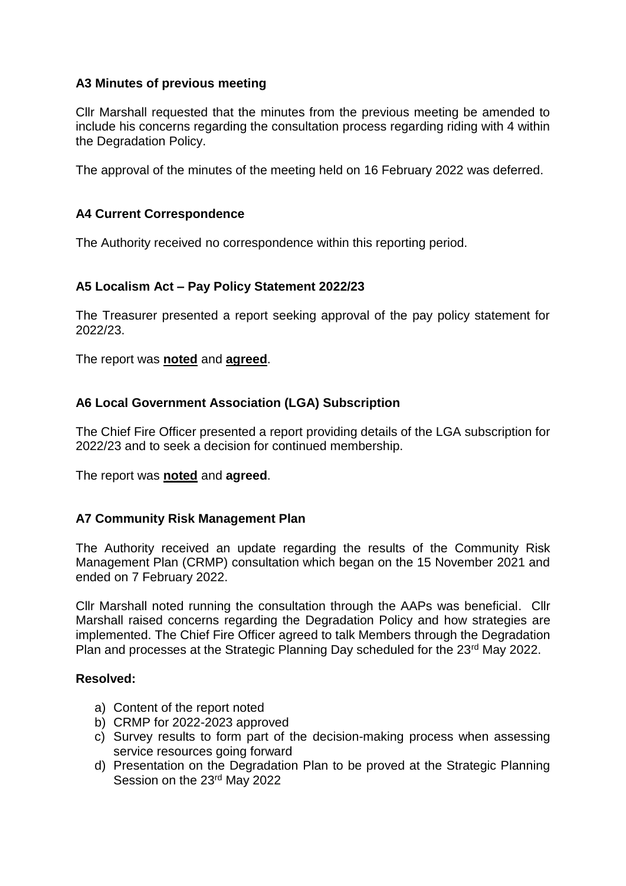### A3 Minutes of previous meeting

Cllr Marshall requested that the minutes from the previous meeting be amended to include his concerns regarding the consultation process regarding riding with 4 within the Degradation Policy.

The approval of the minutes of the meeting held on 16 February 2022 was deferred.

### A4 Current Correspondence

The Authority received no correspondence within this reporting period.

### A5 Localism Act – Pay Policy Statement 2022/23

The Treasurer presented a report seeking approval of the pay policy statement for 2022/23.

The report was **noted** and **agreed**.

### A6 Local Government Association (LGA) Subscription

The Chief Fire Officer presented a report providing details of the LGA subscription for 2022/23 and to seek a decision for continued membership.

The report was **noted** and **agreed**.

### A7 Community Risk Management Plan

The Authority received an update regarding the results of the Community Risk Management Plan (CRMP) consultation which began on the 15 November 2021 and ended on 7 February 2022.

Cllr Marshall noted running the consultation through the AAPs was beneficial. Cllr Marshall raised concerns regarding the Degradation Policy and how strategies are implemented. The Chief Fire Officer agreed to talk Members through the Degradation Plan and processes at the Strategic Planning Day scheduled for the 23rd May 2022.

**Resolved:**

a) Content of the report noted
b) CRMP for 2022-2023 approved
c) Survey results to form part of the decision-making process when assessing service resources going forward
d) Presentation on the Degradation Plan to be proved at the Strategic Planning Session on the 23rd May 2022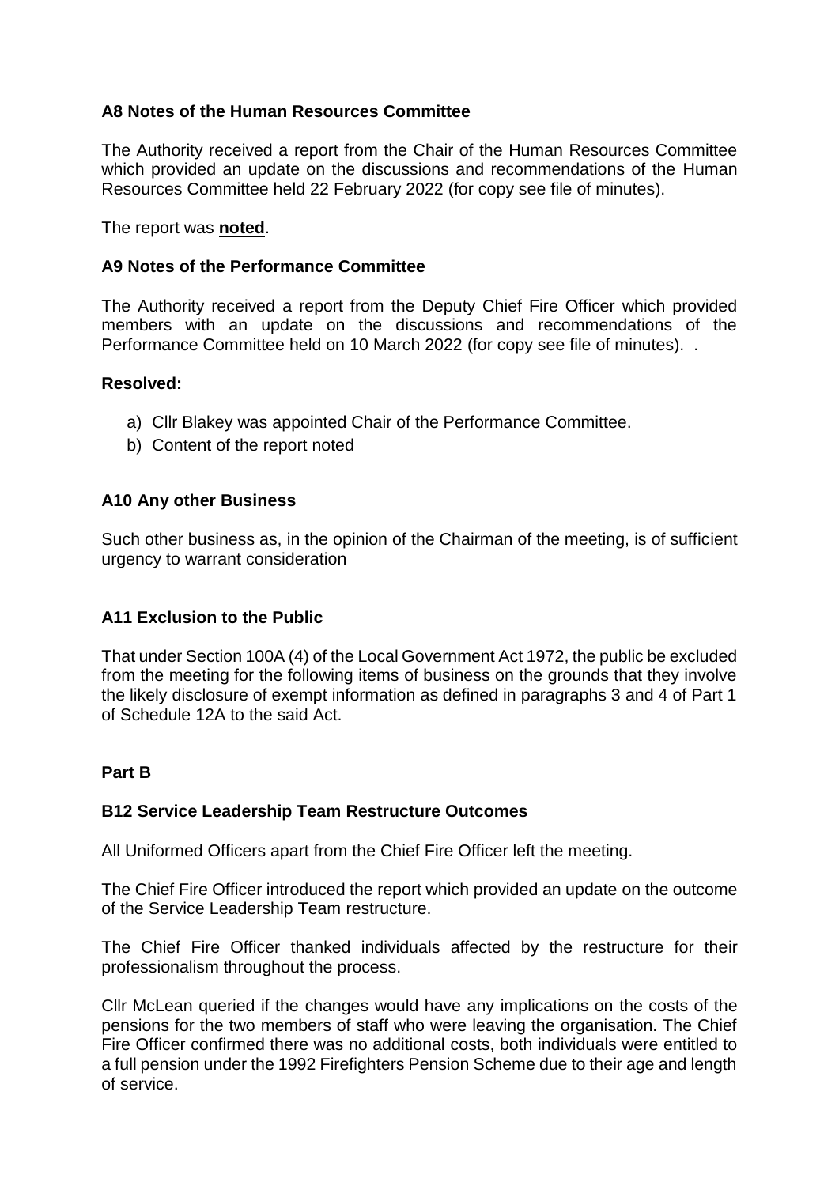### A8 Notes of the Human Resources Committee

The Authority received a report from the Chair of the Human Resources Committee which provided an update on the discussions and recommendations of the Human Resources Committee held 22 February 2022 (for copy see file of minutes).

The report was **noted**.

### A9 Notes of the Performance Committee

The Authority received a report from the Deputy Chief Fire Officer which provided members with an update on the discussions and recommendations of the Performance Committee held on 10 March 2022 (for copy see file of minutes). .

**Resolved:**

a) Cllr Blakey was appointed Chair of the Performance Committee.
b) Content of the report noted

### A10 Any other Business

Such other business as, in the opinion of the Chairman of the meeting, is of sufficient urgency to warrant consideration

### A11 Exclusion to the Public

That under Section 100A (4) of the Local Government Act 1972, the public be excluded from the meeting for the following items of business on the grounds that they involve the likely disclosure of exempt information as defined in paragraphs 3 and 4 of Part 1 of Schedule 12A to the said Act.

## Part B

### B12 Service Leadership Team Restructure Outcomes

All Uniformed Officers apart from the Chief Fire Officer left the meeting.

The Chief Fire Officer introduced the report which provided an update on the outcome of the Service Leadership Team restructure.

The Chief Fire Officer thanked individuals affected by the restructure for their professionalism throughout the process.

Cllr McLean queried if the changes would have any implications on the costs of the pensions for the two members of staff who were leaving the organisation. The Chief Fire Officer confirmed there was no additional costs, both individuals were entitled to a full pension under the 1992 Firefighters Pension Scheme due to their age and length of service.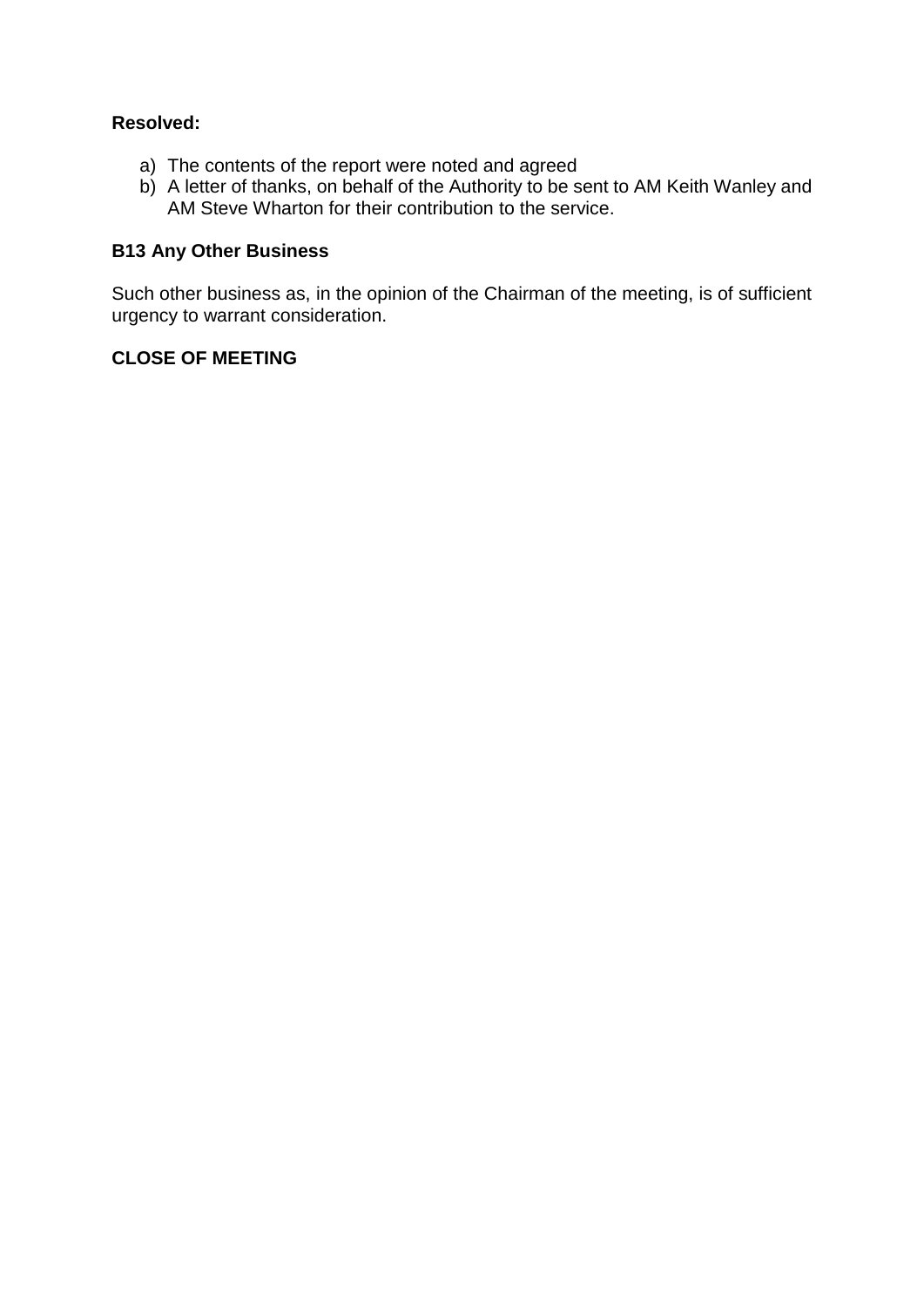**Resolved:**

a) The contents of the report were noted and agreed
b) A letter of thanks, on behalf of the Authority to be sent to AM Keith Wanley and AM Steve Wharton for their contribution to the service.

**B13 Any Other Business**

Such other business as, in the opinion of the Chairman of the meeting, is of sufficient urgency to warrant consideration.

**CLOSE OF MEETING**